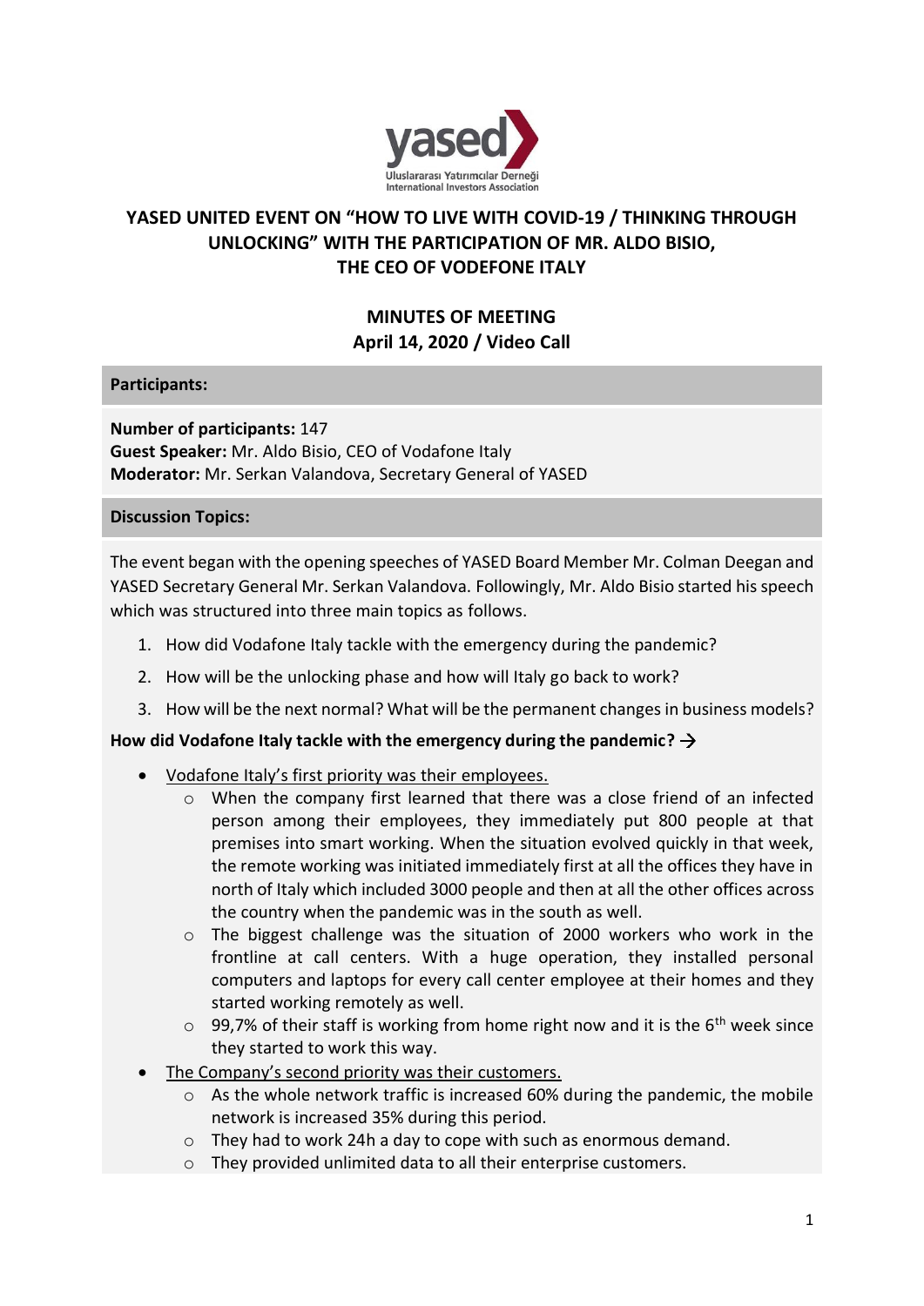# YASED UNITED EVENT ON "HOW TO LIVE WITH COVID-19 / THINKING THROUGH UNLOCKING" WITH THE PARTICIPATION OF MR. ALDO BISIO, THE CEO OF VODEFONE ITALY

## MINUTES OF MEETING
## April 14, 2020 / Video Call

### Participants:

**Number of participants:** 147
**Guest Speaker:** Mr. Aldo Bisio, CEO of Vodafone Italy
**Moderator:** Mr. Serkan Valandova, Secretary General of YASED

### Discussion Topics:

The event began with the opening speeches of YASED Board Member Mr. Colman Deegan and YASED Secretary General Mr. Serkan Valandova. Followingly, Mr. Aldo Bisio started his speech which was structured into three main topics as follows.

1. How did Vodafone Italy tackle with the emergency during the pandemic?
2. How will be the unlocking phase and how will Italy go back to work?
3. How will be the next normal? What will be the permanent changes in business models?

**How did Vodafone Italy tackle with the emergency during the pandemic? →**

- Vodafone Italy's first priority was their employees.
    - When the company first learned that there was a close friend of an infected person among their employees, they immediately put 800 people at that premises into smart working. When the situation evolved quickly in that week, the remote working was initiated immediately first at all the offices they have in north of Italy which included 3000 people and then at all the other offices across the country when the pandemic was in the south as well.
    - The biggest challenge was the situation of 2000 workers who work in the frontline at call centers. With a huge operation, they installed personal computers and laptops for every call center employee at their homes and they started working remotely as well.
    - 99,7% of their staff is working from home right now and it is the 6th week since they started to work this way.
- The Company's second priority was their customers.
    - As the whole network traffic is increased 60% during the pandemic, the mobile network is increased 35% during this period.
    - They had to work 24h a day to cope with such as enormous demand.
    - They provided unlimited data to all their enterprise customers.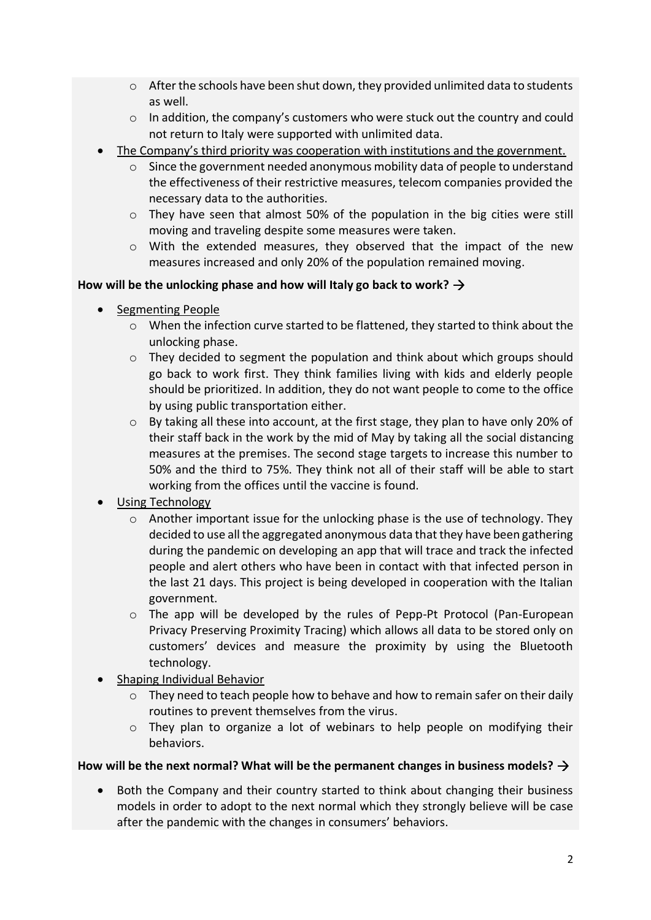- After the schools have been shut down, they provided unlimited data to students as well.
    - In addition, the company's customers who were stuck out the country and could not return to Italy were supported with unlimited data.
- <u>The Company's third priority was cooperation with institutions and the government.</u>
    - Since the government needed anonymous mobility data of people to understand the effectiveness of their restrictive measures, telecom companies provided the necessary data to the authorities.
    - They have seen that almost 50% of the population in the big cities were still moving and traveling despite some measures were taken.
    - With the extended measures, they observed that the impact of the new measures increased and only 20% of the population remained moving.

**How will be the unlocking phase and how will Italy go back to work? →**

- <u>Segmenting People</u>
    - When the infection curve started to be flattened, they started to think about the unlocking phase.
    - They decided to segment the population and think about which groups should go back to work first. They think families living with kids and elderly people should be prioritized. In addition, they do not want people to come to the office by using public transportation either.
    - By taking all these into account, at the first stage, they plan to have only 20% of their staff back in the work by the mid of May by taking all the social distancing measures at the premises. The second stage targets to increase this number to 50% and the third to 75%. They think not all of their staff will be able to start working from the offices until the vaccine is found.
- <u>Using Technology</u>
    - Another important issue for the unlocking phase is the use of technology. They decided to use all the aggregated anonymous data that they have been gathering during the pandemic on developing an app that will trace and track the infected people and alert others who have been in contact with that infected person in the last 21 days. This project is being developed in cooperation with the Italian government.
    - The app will be developed by the rules of Pepp-Pt Protocol (Pan-European Privacy Preserving Proximity Tracing) which allows all data to be stored only on customers' devices and measure the proximity by using the Bluetooth technology.
- <u>Shaping Individual Behavior</u>
    - They need to teach people how to behave and how to remain safer on their daily routines to prevent themselves from the virus.
    - They plan to organize a lot of webinars to help people on modifying their behaviors.

**How will be the next normal? What will be the permanent changes in business models? →**

- Both the Company and their country started to think about changing their business models in order to adopt to the next normal which they strongly believe will be case after the pandemic with the changes in consumers' behaviors.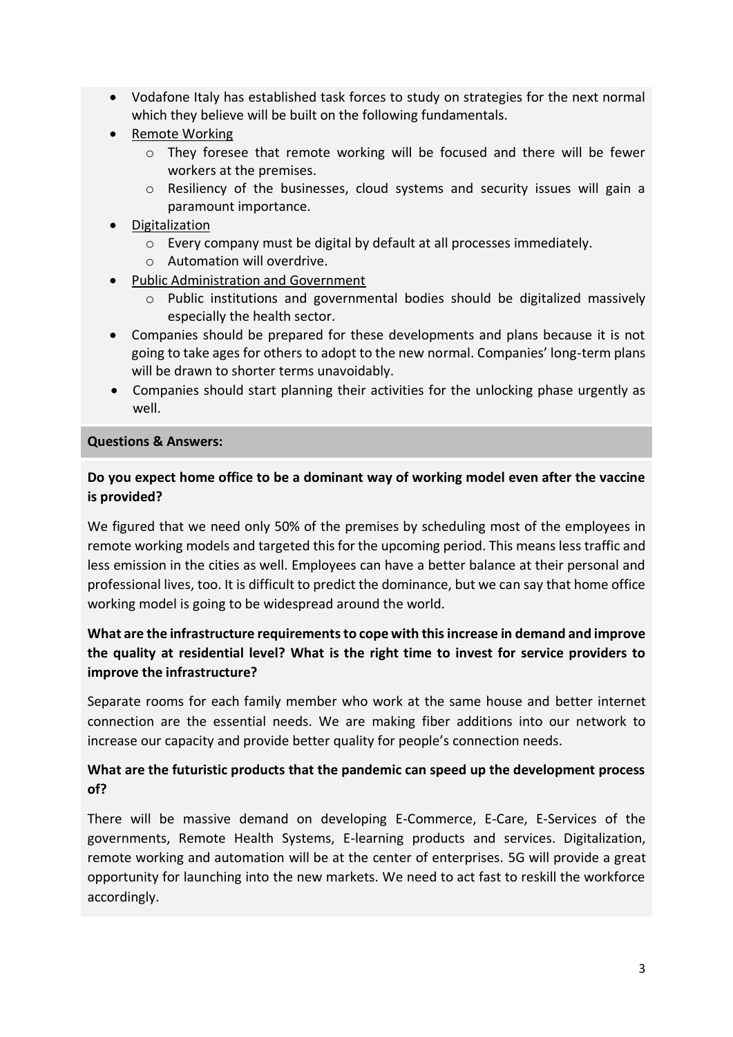- Vodafone Italy has established task forces to study on strategies for the next normal which they believe will be built on the following fundamentals.
- Remote Working
    - They foresee that remote working will be focused and there will be fewer workers at the premises.
    - Resiliency of the businesses, cloud systems and security issues will gain a paramount importance.
- Digitalization
    - Every company must be digital by default at all processes immediately.
    - Automation will overdrive.
- Public Administration and Government
    - Public institutions and governmental bodies should be digitalized massively especially the health sector.
- Companies should be prepared for these developments and plans because it is not going to take ages for others to adopt to the new normal. Companies' long-term plans will be drawn to shorter terms unavoidably.
- Companies should start planning their activities for the unlocking phase urgently as well.

**Questions & Answers:**

**Do you expect home office to be a dominant way of working model even after the vaccine is provided?**

We figured that we need only 50% of the premises by scheduling most of the employees in remote working models and targeted this for the upcoming period. This means less traffic and less emission in the cities as well. Employees can have a better balance at their personal and professional lives, too. It is difficult to predict the dominance, but we can say that home office working model is going to be widespread around the world.

**What are the infrastructure requirements to cope with this increase in demand and improve the quality at residential level? What is the right time to invest for service providers to improve the infrastructure?**

Separate rooms for each family member who work at the same house and better internet connection are the essential needs. We are making fiber additions into our network to increase our capacity and provide better quality for people's connection needs.

**What are the futuristic products that the pandemic can speed up the development process of?**

There will be massive demand on developing E-Commerce, E-Care, E-Services of the governments, Remote Health Systems, E-learning products and services. Digitalization, remote working and automation will be at the center of enterprises. 5G will provide a great opportunity for launching into the new markets. We need to act fast to reskill the workforce accordingly.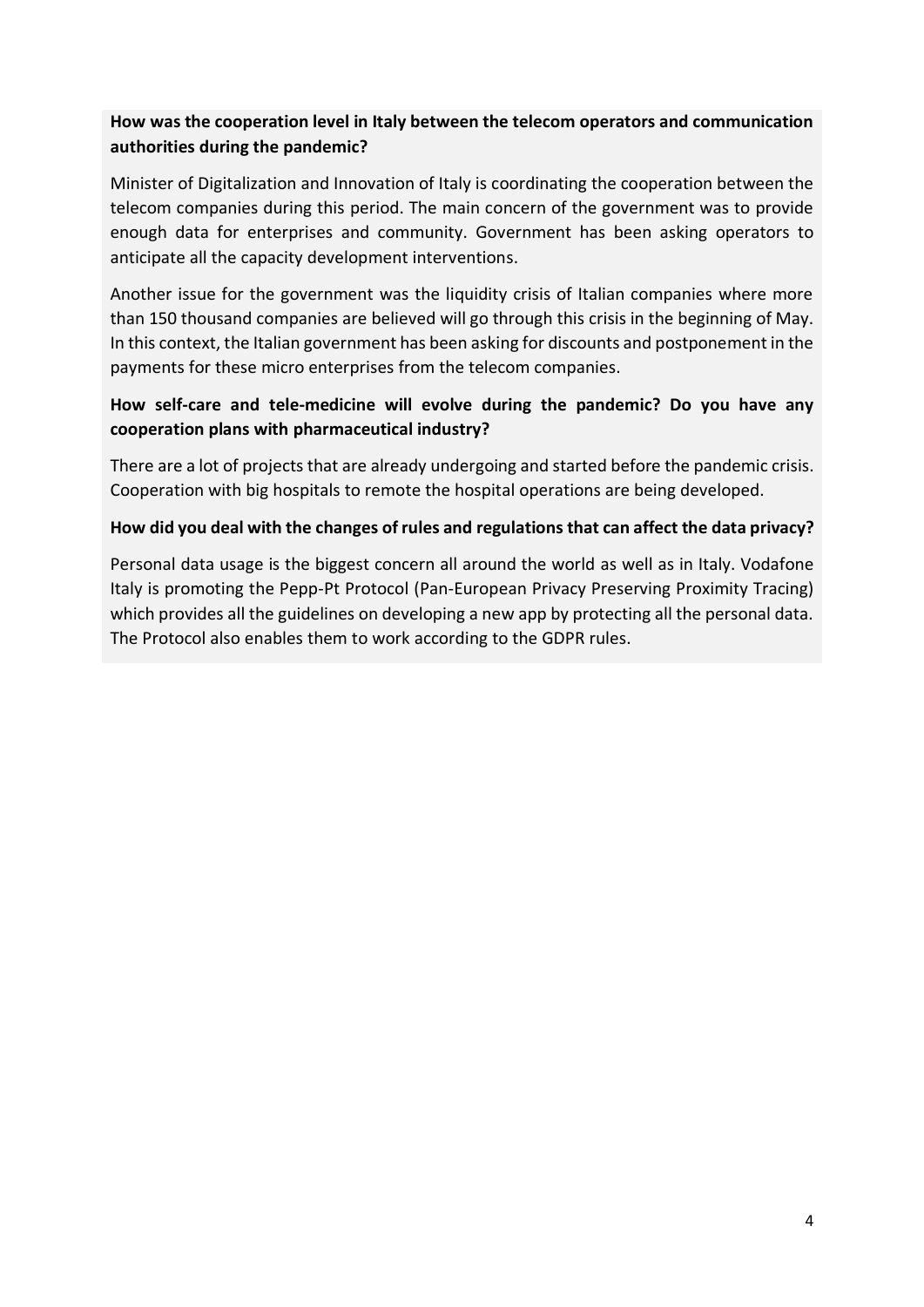**How was the cooperation level in Italy between the telecom operators and communication authorities during the pandemic?**

Minister of Digitalization and Innovation of Italy is coordinating the cooperation between the telecom companies during this period. The main concern of the government was to provide enough data for enterprises and community. Government has been asking operators to anticipate all the capacity development interventions.

Another issue for the government was the liquidity crisis of Italian companies where more than 150 thousand companies are believed will go through this crisis in the beginning of May. In this context, the Italian government has been asking for discounts and postponement in the payments for these micro enterprises from the telecom companies.

**How self-care and tele-medicine will evolve during the pandemic? Do you have any cooperation plans with pharmaceutical industry?**

There are a lot of projects that are already undergoing and started before the pandemic crisis. Cooperation with big hospitals to remote the hospital operations are being developed.

**How did you deal with the changes of rules and regulations that can affect the data privacy?**

Personal data usage is the biggest concern all around the world as well as in Italy. Vodafone Italy is promoting the Pepp-Pt Protocol (Pan-European Privacy Preserving Proximity Tracing) which provides all the guidelines on developing a new app by protecting all the personal data. The Protocol also enables them to work according to the GDPR rules.